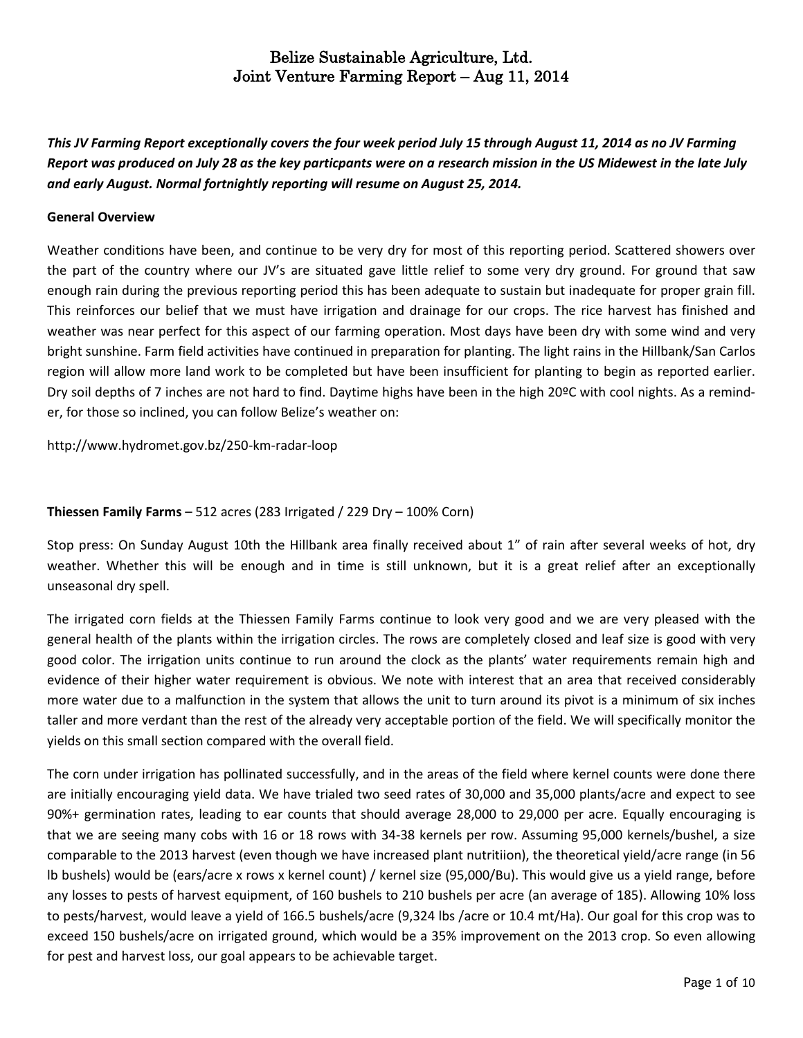# Belize Sustainable Agriculture, Ltd.
# Joint Venture Farming Report – Aug 11, 2014

***This JV Farming Report exceptionally covers the four week period July 15 through August 11, 2014 as no JV Farming Report was produced on July 28 as the key particpants were on a research mission in the US Midewest in the late July and early August. Normal fortnightly reporting will resume on August 25, 2014.***

**General Overview**

Weather conditions have been, and continue to be very dry for most of this reporting period. Scattered showers over the part of the country where our JV's are situated gave little relief to some very dry ground. For ground that saw enough rain during the previous reporting period this has been adequate to sustain but inadequate for proper grain fill. This reinforces our belief that we must have irrigation and drainage for our crops. The rice harvest has finished and weather was near perfect for this aspect of our farming operation. Most days have been dry with some wind and very bright sunshine. Farm field activities have continued in preparation for planting. The light rains in the Hillbank/San Carlos region will allow more land work to be completed but have been insufficient for planting to begin as reported earlier. Dry soil depths of 7 inches are not hard to find. Daytime highs have been in the high 20ºC with cool nights. As a reminder, for those so inclined, you can follow Belize's weather on:

http://www.hydromet.gov.bz/250-km-radar-loop

**Thiessen Family Farms** – 512 acres (283 Irrigated / 229 Dry – 100% Corn)

Stop press: On Sunday August 10th the Hillbank area finally received about 1" of rain after several weeks of hot, dry weather. Whether this will be enough and in time is still unknown, but it is a great relief after an exceptionally unseasonal dry spell.

The irrigated corn fields at the Thiessen Family Farms continue to look very good and we are very pleased with the general health of the plants within the irrigation circles. The rows are completely closed and leaf size is good with very good color. The irrigation units continue to run around the clock as the plants' water requirements remain high and evidence of their higher water requirement is obvious. We note with interest that an area that received considerably more water due to a malfunction in the system that allows the unit to turn around its pivot is a minimum of six inches taller and more verdant than the rest of the already very acceptable portion of the field. We will specifically monitor the yields on this small section compared with the overall field.

The corn under irrigation has pollinated successfully, and in the areas of the field where kernel counts were done there are initially encouraging yield data. We have trialed two seed rates of 30,000 and 35,000 plants/acre and expect to see 90%+ germination rates, leading to ear counts that should average 28,000 to 29,000 per acre. Equally encouraging is that we are seeing many cobs with 16 or 18 rows with 34-38 kernels per row. Assuming 95,000 kernels/bushel, a size comparable to the 2013 harvest (even though we have increased plant nutritiion), the theoretical yield/acre range (in 56 lb bushels) would be (ears/acre x rows x kernel count) / kernel size (95,000/Bu). This would give us a yield range, before any losses to pests of harvest equipment, of 160 bushels to 210 bushels per acre (an average of 185). Allowing 10% loss to pests/harvest, would leave a yield of 166.5 bushels/acre (9,324 lbs /acre or 10.4 mt/Ha). Our goal for this crop was to exceed 150 bushels/acre on irrigated ground, which would be a 35% improvement on the 2013 crop. So even allowing for pest and harvest loss, our goal appears to be achievable target.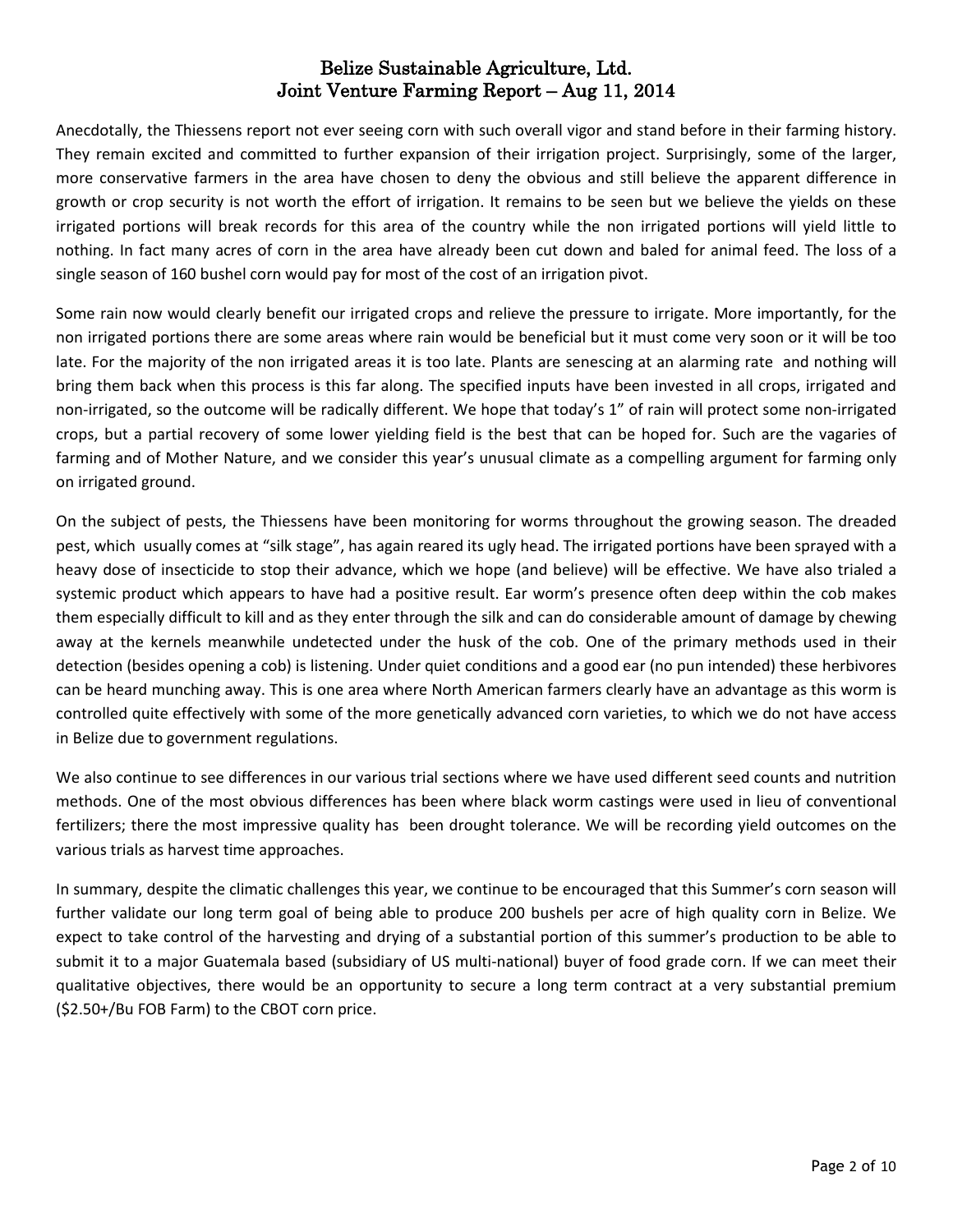# Belize Sustainable Agriculture, Ltd.
## Joint Venture Farming Report – Aug 11, 2014

Anecdotally, the Thiessens report not ever seeing corn with such overall vigor and stand before in their farming history. They remain excited and committed to further expansion of their irrigation project. Surprisingly, some of the larger, more conservative farmers in the area have chosen to deny the obvious and still believe the apparent difference in growth or crop security is not worth the effort of irrigation. It remains to be seen but we believe the yields on these irrigated portions will break records for this area of the country while the non irrigated portions will yield little to nothing. In fact many acres of corn in the area have already been cut down and baled for animal feed. The loss of a single season of 160 bushel corn would pay for most of the cost of an irrigation pivot.

Some rain now would clearly benefit our irrigated crops and relieve the pressure to irrigate. More importantly, for the non irrigated portions there are some areas where rain would be beneficial but it must come very soon or it will be too late. For the majority of the non irrigated areas it is too late. Plants are senescing at an alarming rate and nothing will bring them back when this process is this far along. The specified inputs have been invested in all crops, irrigated and non-irrigated, so the outcome will be radically different. We hope that today's 1" of rain will protect some non-irrigated crops, but a partial recovery of some lower yielding field is the best that can be hoped for. Such are the vagaries of farming and of Mother Nature, and we consider this year's unusual climate as a compelling argument for farming only on irrigated ground.

On the subject of pests, the Thiessens have been monitoring for worms throughout the growing season. The dreaded pest, which usually comes at "silk stage", has again reared its ugly head. The irrigated portions have been sprayed with a heavy dose of insecticide to stop their advance, which we hope (and believe) will be effective. We have also trialed a systemic product which appears to have had a positive result. Ear worm's presence often deep within the cob makes them especially difficult to kill and as they enter through the silk and can do considerable amount of damage by chewing away at the kernels meanwhile undetected under the husk of the cob. One of the primary methods used in their detection (besides opening a cob) is listening. Under quiet conditions and a good ear (no pun intended) these herbivores can be heard munching away. This is one area where North American farmers clearly have an advantage as this worm is controlled quite effectively with some of the more genetically advanced corn varieties, to which we do not have access in Belize due to government regulations.

We also continue to see differences in our various trial sections where we have used different seed counts and nutrition methods. One of the most obvious differences has been where black worm castings were used in lieu of conventional fertilizers; there the most impressive quality has been drought tolerance. We will be recording yield outcomes on the various trials as harvest time approaches.

In summary, despite the climatic challenges this year, we continue to be encouraged that this Summer's corn season will further validate our long term goal of being able to produce 200 bushels per acre of high quality corn in Belize. We expect to take control of the harvesting and drying of a substantial portion of this summer's production to be able to submit it to a major Guatemala based (subsidiary of US multi-national) buyer of food grade corn. If we can meet their qualitative objectives, there would be an opportunity to secure a long term contract at a very substantial premium ($2.50+/Bu FOB Farm) to the CBOT corn price.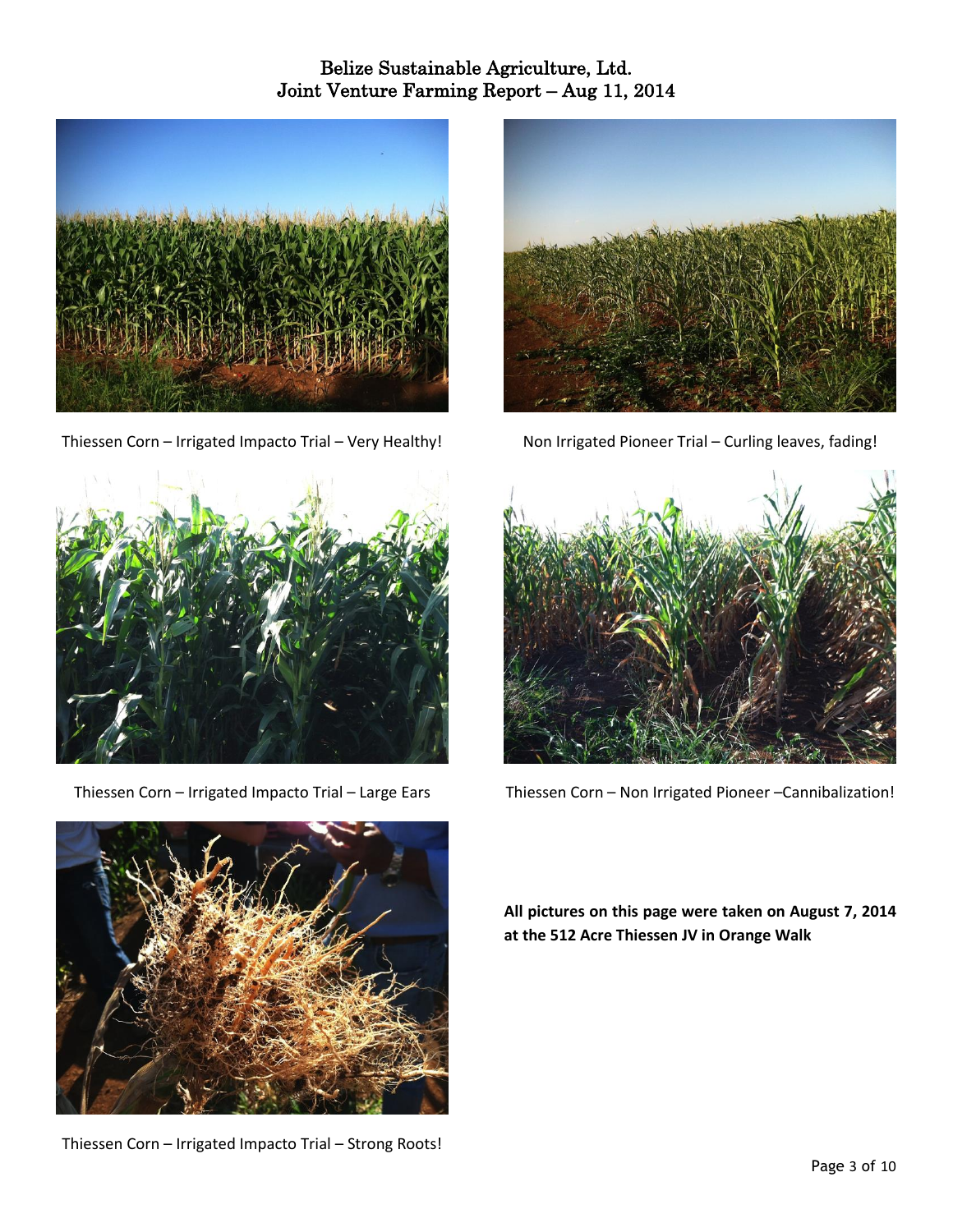Thiessen Corn – Irrigated Impacto Trial – Very Healthy!

Non Irrigated Pioneer Trial – Curling leaves, fading!

Thiessen Corn – Irrigated Impacto Trial – Large Ears

Thiessen Corn – Non Irrigated Pioneer –Cannibalization!

Thiessen Corn – Irrigated Impacto Trial – Strong Roots!

**All pictures on this page were taken on August 7, 2014 at the 512 Acre Thiessen JV in Orange Walk**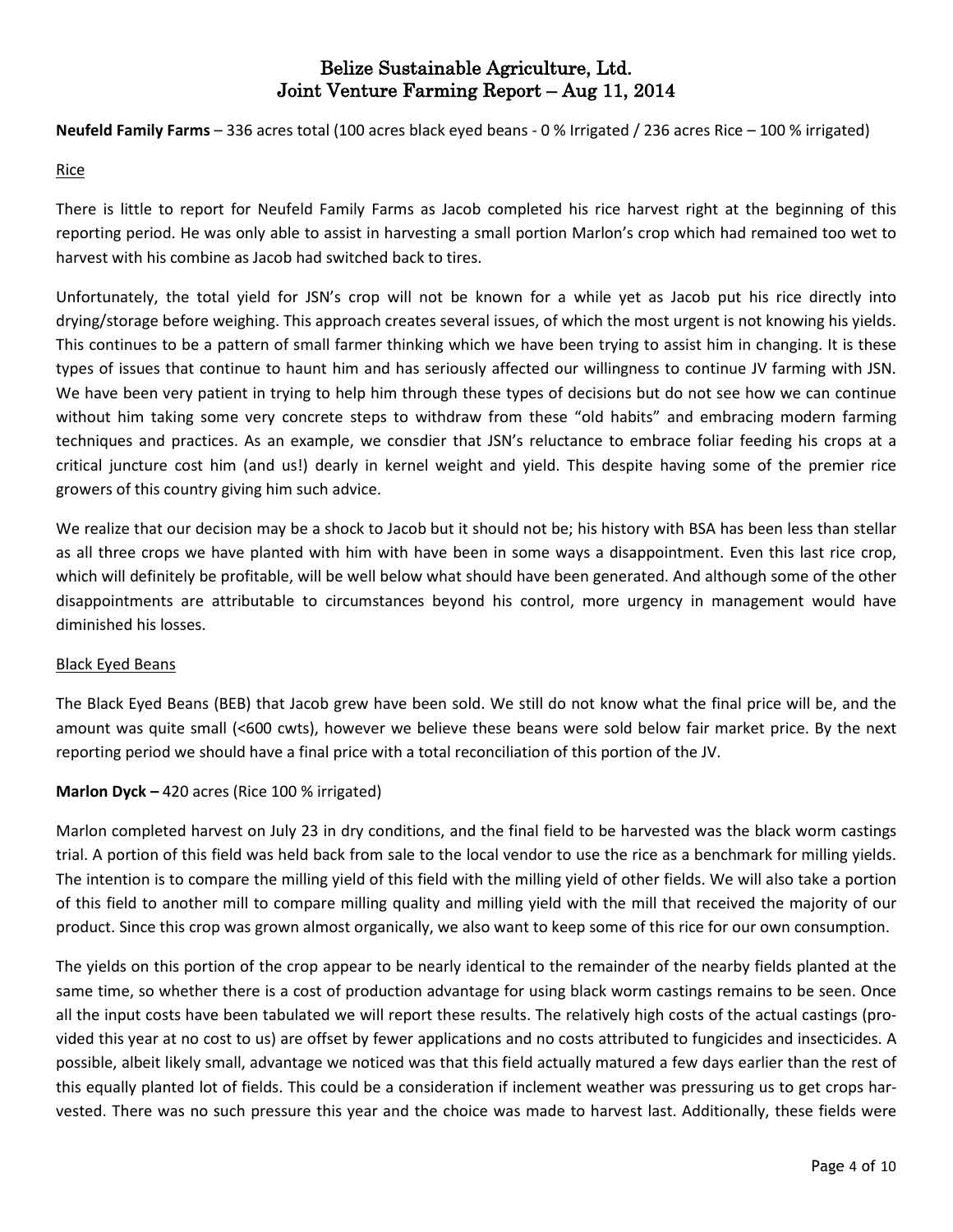# Belize Sustainable Agriculture, Ltd.
# Joint Venture Farming Report – Aug 11, 2014

**Neufeld Family Farms** – 336 acres total (100 acres black eyed beans - 0 % Irrigated / 236 acres Rice – 100 % irrigated)

<u>Rice</u>

There is little to report for Neufeld Family Farms as Jacob completed his rice harvest right at the beginning of this reporting period. He was only able to assist in harvesting a small portion Marlon's crop which had remained too wet to harvest with his combine as Jacob had switched back to tires.

Unfortunately, the total yield for JSN's crop will not be known for a while yet as Jacob put his rice directly into drying/storage before weighing. This approach creates several issues, of which the most urgent is not knowing his yields. This continues to be a pattern of small farmer thinking which we have been trying to assist him in changing. It is these types of issues that continue to haunt him and has seriously affected our willingness to continue JV farming with JSN. We have been very patient in trying to help him through these types of decisions but do not see how we can continue without him taking some very concrete steps to withdraw from these "old habits" and embracing modern farming techniques and practices. As an example, we consdier that JSN's reluctance to embrace foliar feeding his crops at a critical juncture cost him (and us!) dearly in kernel weight and yield. This despite having some of the premier rice growers of this country giving him such advice.

We realize that our decision may be a shock to Jacob but it should not be; his history with BSA has been less than stellar as all three crops we have planted with him with have been in some ways a disappointment. Even this last rice crop, which will definitely be profitable, will be well below what should have been generated. And although some of the other disappointments are attributable to circumstances beyond his control, more urgency in management would have diminished his losses.

<u>Black Eyed Beans</u>

The Black Eyed Beans (BEB) that Jacob grew have been sold. We still do not know what the final price will be, and the amount was quite small (<600 cwts), however we believe these beans were sold below fair market price. By the next reporting period we should have a final price with a total reconciliation of this portion of the JV.

**Marlon Dyck –** 420 acres (Rice 100 % irrigated)

Marlon completed harvest on July 23 in dry conditions, and the final field to be harvested was the black worm castings trial. A portion of this field was held back from sale to the local vendor to use the rice as a benchmark for milling yields. The intention is to compare the milling yield of this field with the milling yield of other fields. We will also take a portion of this field to another mill to compare milling quality and milling yield with the mill that received the majority of our product. Since this crop was grown almost organically, we also want to keep some of this rice for our own consumption.

The yields on this portion of the crop appear to be nearly identical to the remainder of the nearby fields planted at the same time, so whether there is a cost of production advantage for using black worm castings remains to be seen. Once all the input costs have been tabulated we will report these results. The relatively high costs of the actual castings (provided this year at no cost to us) are offset by fewer applications and no costs attributed to fungicides and insecticides. A possible, albeit likely small, advantage we noticed was that this field actually matured a few days earlier than the rest of this equally planted lot of fields. This could be a consideration if inclement weather was pressuring us to get crops harvested. There was no such pressure this year and the choice was made to harvest last. Additionally, these fields were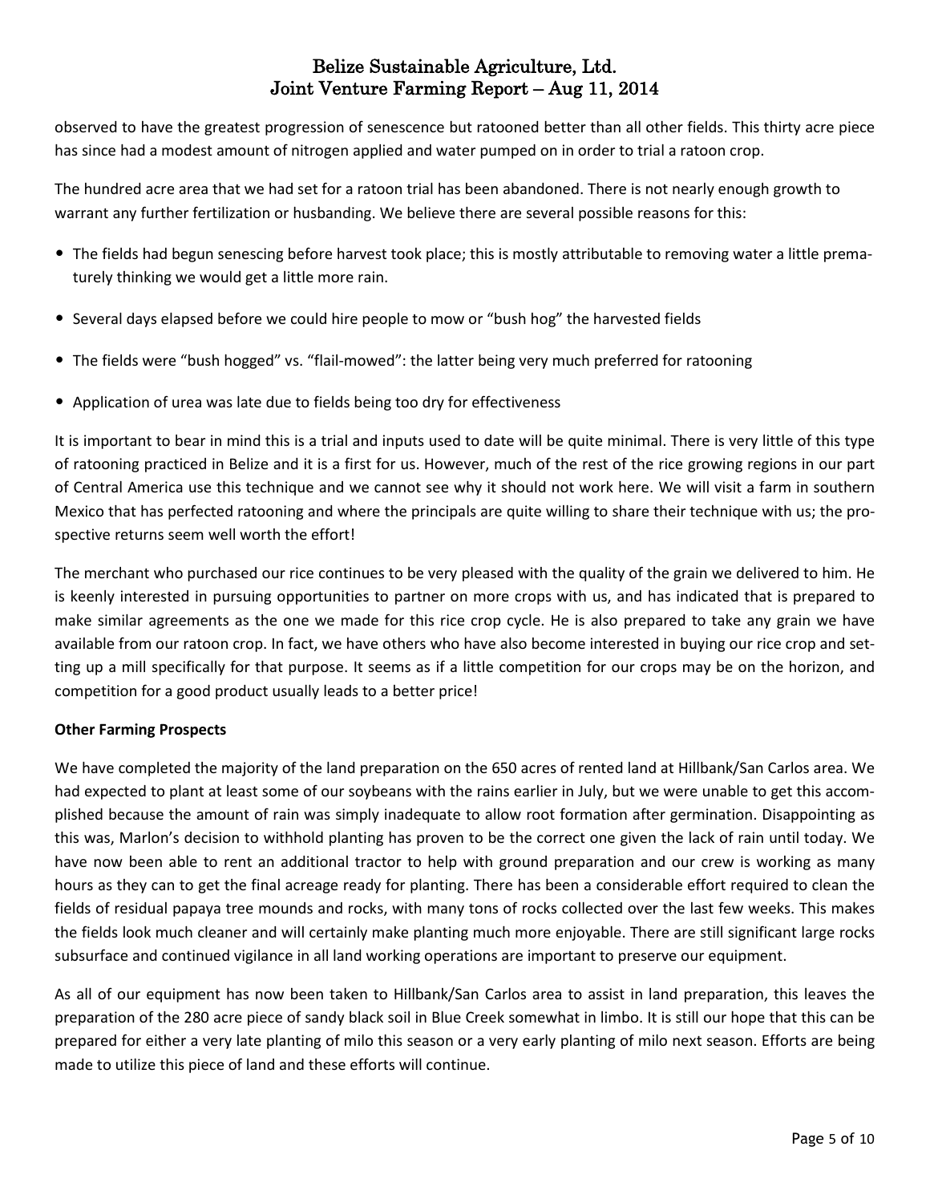observed to have the greatest progression of senescence but ratooned better than all other fields. This thirty acre piece has since had a modest amount of nitrogen applied and water pumped on in order to trial a ratoon crop.

The hundred acre area that we had set for a ratoon trial has been abandoned. There is not nearly enough growth to warrant any further fertilization or husbanding. We believe there are several possible reasons for this:

- The fields had begun senescing before harvest took place; this is mostly attributable to removing water a little prematurely thinking we would get a little more rain.
- Several days elapsed before we could hire people to mow or "bush hog" the harvested fields
- The fields were "bush hogged" vs. "flail-mowed": the latter being very much preferred for ratooning
- Application of urea was late due to fields being too dry for effectiveness

It is important to bear in mind this is a trial and inputs used to date will be quite minimal. There is very little of this type of ratooning practiced in Belize and it is a first for us. However, much of the rest of the rice growing regions in our part of Central America use this technique and we cannot see why it should not work here. We will visit a farm in southern Mexico that has perfected ratooning and where the principals are quite willing to share their technique with us; the prospective returns seem well worth the effort!

The merchant who purchased our rice continues to be very pleased with the quality of the grain we delivered to him. He is keenly interested in pursuing opportunities to partner on more crops with us, and has indicated that is prepared to make similar agreements as the one we made for this rice crop cycle. He is also prepared to take any grain we have available from our ratoon crop. In fact, we have others who have also become interested in buying our rice crop and setting up a mill specifically for that purpose. It seems as if a little competition for our crops may be on the horizon, and competition for a good product usually leads to a better price!

**Other Farming Prospects**

We have completed the majority of the land preparation on the 650 acres of rented land at Hillbank/San Carlos area. We had expected to plant at least some of our soybeans with the rains earlier in July, but we were unable to get this accomplished because the amount of rain was simply inadequate to allow root formation after germination. Disappointing as this was, Marlon's decision to withhold planting has proven to be the correct one given the lack of rain until today. We have now been able to rent an additional tractor to help with ground preparation and our crew is working as many hours as they can to get the final acreage ready for planting. There has been a considerable effort required to clean the fields of residual papaya tree mounds and rocks, with many tons of rocks collected over the last few weeks. This makes the fields look much cleaner and will certainly make planting much more enjoyable. There are still significant large rocks subsurface and continued vigilance in all land working operations are important to preserve our equipment.

As all of our equipment has now been taken to Hillbank/San Carlos area to assist in land preparation, this leaves the preparation of the 280 acre piece of sandy black soil in Blue Creek somewhat in limbo. It is still our hope that this can be prepared for either a very late planting of milo this season or a very early planting of milo next season. Efforts are being made to utilize this piece of land and these efforts will continue.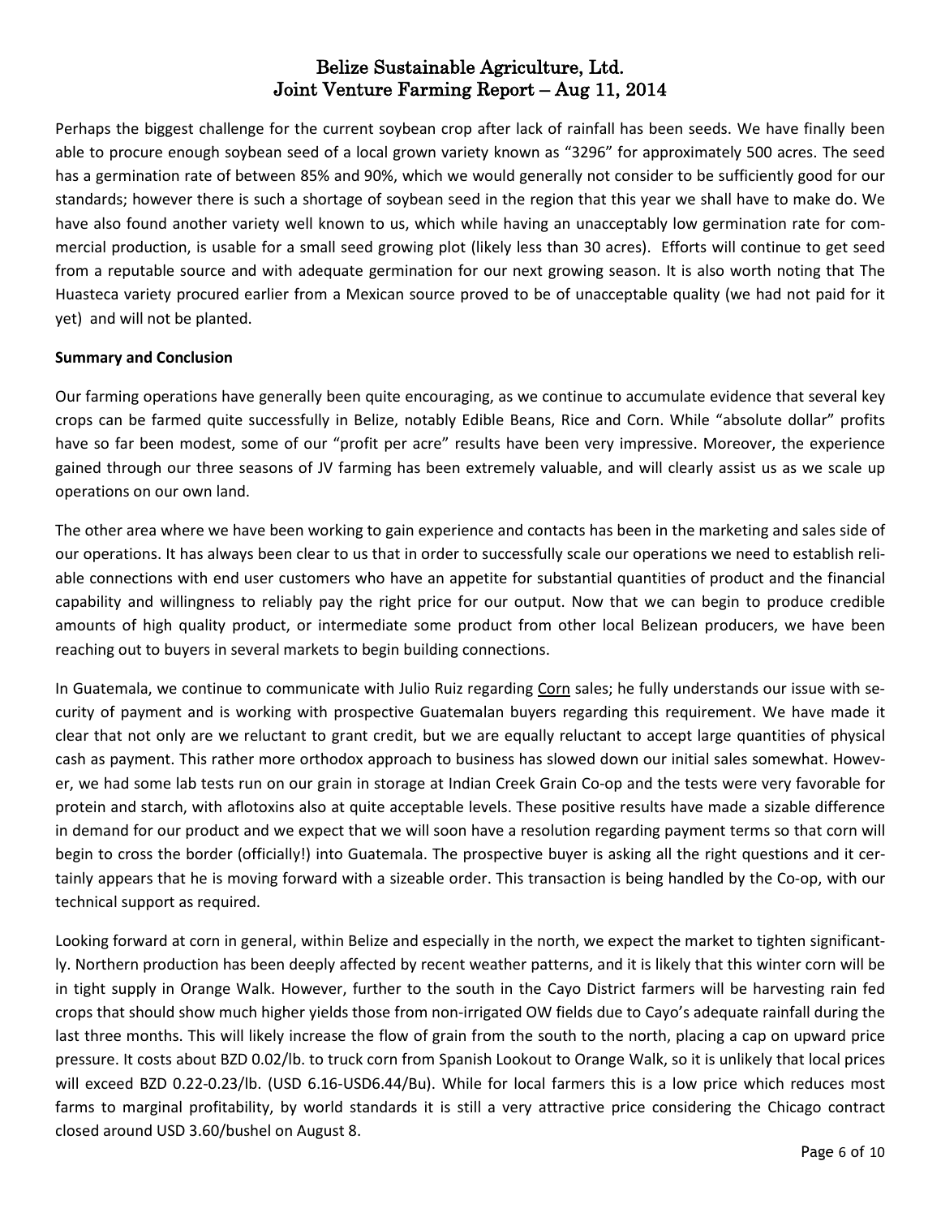Perhaps the biggest challenge for the current soybean crop after lack of rainfall has been seeds. We have finally been able to procure enough soybean seed of a local grown variety known as "3296" for approximately 500 acres. The seed has a germination rate of between 85% and 90%, which we would generally not consider to be sufficiently good for our standards; however there is such a shortage of soybean seed in the region that this year we shall have to make do. We have also found another variety well known to us, which while having an unacceptably low germination rate for commercial production, is usable for a small seed growing plot (likely less than 30 acres). Efforts will continue to get seed from a reputable source and with adequate germination for our next growing season. It is also worth noting that The Huasteca variety procured earlier from a Mexican source proved to be of unacceptable quality (we had not paid for it yet) and will not be planted.

**Summary and Conclusion**

Our farming operations have generally been quite encouraging, as we continue to accumulate evidence that several key crops can be farmed quite successfully in Belize, notably Edible Beans, Rice and Corn. While "absolute dollar" profits have so far been modest, some of our "profit per acre" results have been very impressive. Moreover, the experience gained through our three seasons of JV farming has been extremely valuable, and will clearly assist us as we scale up operations on our own land.

The other area where we have been working to gain experience and contacts has been in the marketing and sales side of our operations. It has always been clear to us that in order to successfully scale our operations we need to establish reliable connections with end user customers who have an appetite for substantial quantities of product and the financial capability and willingness to reliably pay the right price for our output. Now that we can begin to produce credible amounts of high quality product, or intermediate some product from other local Belizean producers, we have been reaching out to buyers in several markets to begin building connections.

In Guatemala, we continue to communicate with Julio Ruiz regarding <u>Corn</u> sales; he fully understands our issue with security of payment and is working with prospective Guatemalan buyers regarding this requirement. We have made it clear that not only are we reluctant to grant credit, but we are equally reluctant to accept large quantities of physical cash as payment. This rather more orthodox approach to business has slowed down our initial sales somewhat. However, we had some lab tests run on our grain in storage at Indian Creek Grain Co-op and the tests were very favorable for protein and starch, with aflotoxins also at quite acceptable levels. These positive results have made a sizable difference in demand for our product and we expect that we will soon have a resolution regarding payment terms so that corn will begin to cross the border (officially!) into Guatemala. The prospective buyer is asking all the right questions and it certainly appears that he is moving forward with a sizeable order. This transaction is being handled by the Co-op, with our technical support as required.

Looking forward at corn in general, within Belize and especially in the north, we expect the market to tighten significantly. Northern production has been deeply affected by recent weather patterns, and it is likely that this winter corn will be in tight supply in Orange Walk. However, further to the south in the Cayo District farmers will be harvesting rain fed crops that should show much higher yields those from non-irrigated OW fields due to Cayo's adequate rainfall during the last three months. This will likely increase the flow of grain from the south to the north, placing a cap on upward price pressure. It costs about BZD 0.02/lb. to truck corn from Spanish Lookout to Orange Walk, so it is unlikely that local prices will exceed BZD 0.22-0.23/lb. (USD 6.16-USD6.44/Bu). While for local farmers this is a low price which reduces most farms to marginal profitability, by world standards it is still a very attractive price considering the Chicago contract closed around USD 3.60/bushel on August 8.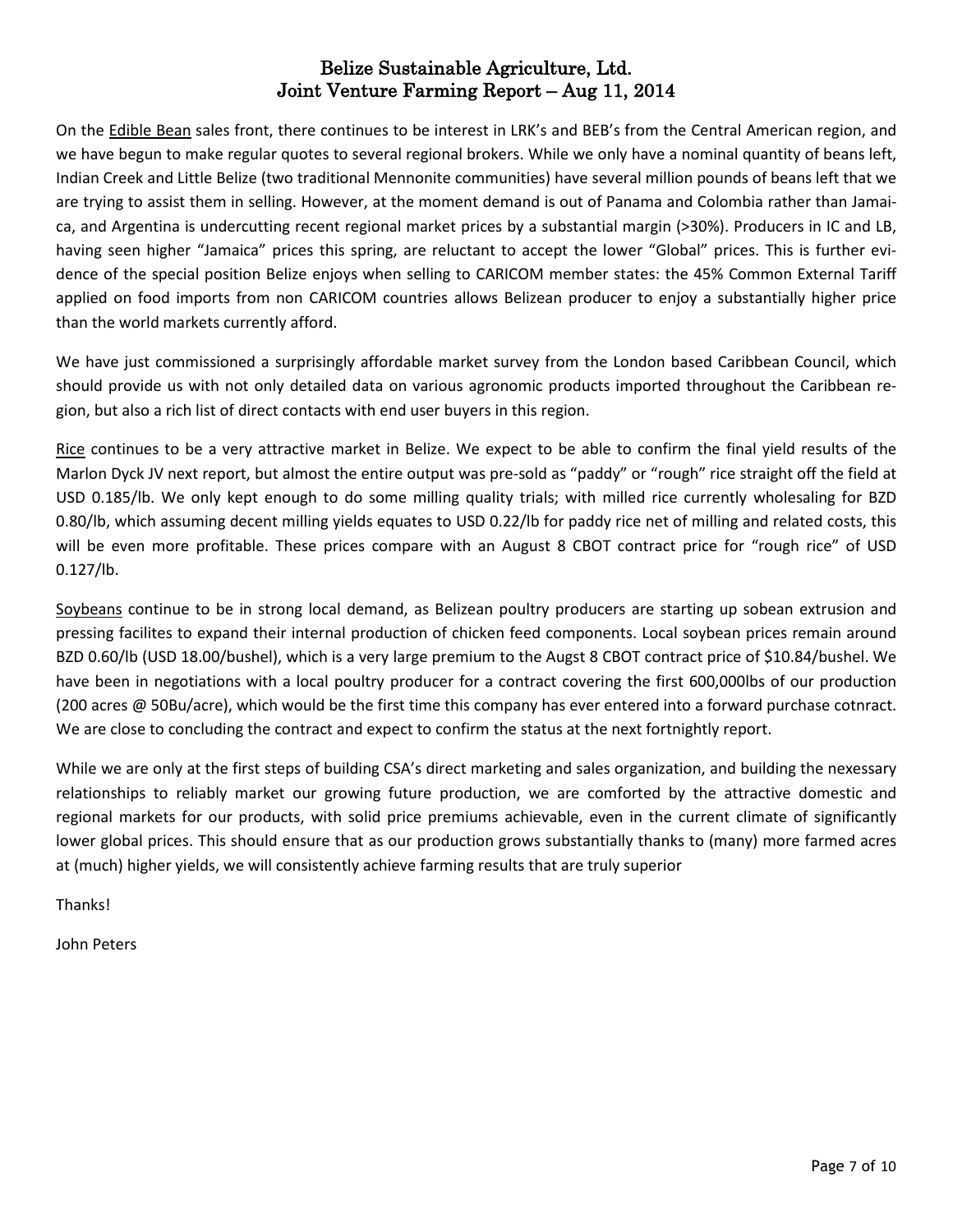# Belize Sustainable Agriculture, Ltd.
## Joint Venture Farming Report – Aug 11, 2014

On the <u>Edible Bean</u> sales front, there continues to be interest in LRK's and BEB's from the Central American region, and we have begun to make regular quotes to several regional brokers. While we only have a nominal quantity of beans left, Indian Creek and Little Belize (two traditional Mennonite communities) have several million pounds of beans left that we are trying to assist them in selling. However, at the moment demand is out of Panama and Colombia rather than Jamaica, and Argentina is undercutting recent regional market prices by a substantial margin (>30%). Producers in IC and LB, having seen higher "Jamaica" prices this spring, are reluctant to accept the lower "Global" prices. This is further evidence of the special position Belize enjoys when selling to CARICOM member states: the 45% Common External Tariff applied on food imports from non CARICOM countries allows Belizean producer to enjoy a substantially higher price than the world markets currently afford.

We have just commissioned a surprisingly affordable market survey from the London based Caribbean Council, which should provide us with not only detailed data on various agronomic products imported throughout the Caribbean region, but also a rich list of direct contacts with end user buyers in this region.

<u>Rice</u> continues to be a very attractive market in Belize. We expect to be able to confirm the final yield results of the Marlon Dyck JV next report, but almost the entire output was pre-sold as "paddy" or "rough" rice straight off the field at USD 0.185/lb. We only kept enough to do some milling quality trials; with milled rice currently wholesaling for BZD 0.80/lb, which assuming decent milling yields equates to USD 0.22/lb for paddy rice net of milling and related costs, this will be even more profitable. These prices compare with an August 8 CBOT contract price for "rough rice" of USD 0.127/lb.

<u>Soybeans</u> continue to be in strong local demand, as Belizean poultry producers are starting up sobean extrusion and pressing facilites to expand their internal production of chicken feed components. Local soybean prices remain around BZD 0.60/lb (USD 18.00/bushel), which is a very large premium to the Augst 8 CBOT contract price of $10.84/bushel. We have been in negotiations with a local poultry producer for a contract covering the first 600,000lbs of our production (200 acres @ 50Bu/acre), which would be the first time this company has ever entered into a forward purchase cotnract. We are close to concluding the contract and expect to confirm the status at the next fortnightly report.

While we are only at the first steps of building CSA's direct marketing and sales organization, and building the nexessary relationships to reliably market our growing future production, we are comforted by the attractive domestic and regional markets for our products, with solid price premiums achievable, even in the current climate of significantly lower global prices. This should ensure that as our production grows substantially thanks to (many) more farmed acres at (much) higher yields, we will consistently achieve farming results that are truly superior

Thanks!

John Peters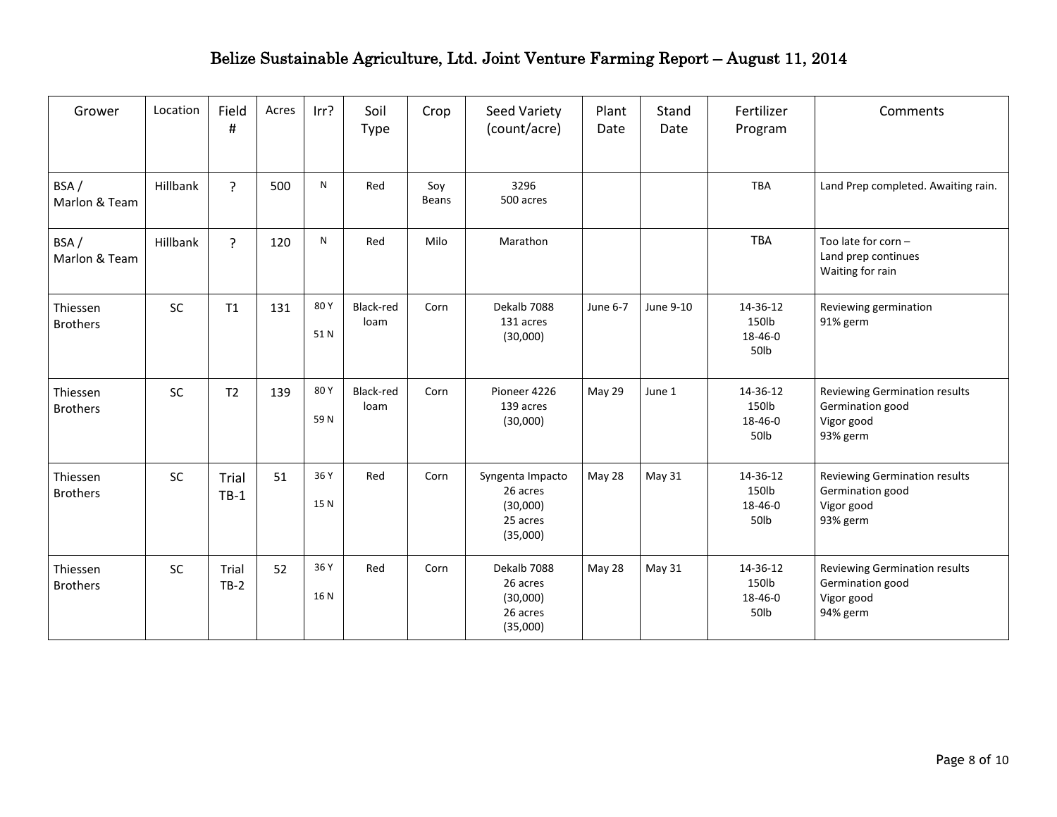# Belize Sustainable Agriculture, Ltd. Joint Venture Farming Report – August 11, 2014

| Grower | Location | Field # | Acres | Irr? | Soil Type | Crop | Seed Variety (count/acre) | Plant Date | Stand Date | Fertilizer Program | Comments |
|---|---|---|---|---|---|---|---|---|---|---|---|
| BSA / Marlon & Team | Hillbank | ? | 500 | N | Red | Soy Beans | 3296<br>500 acres | | | TBA | Land Prep completed. Awaiting rain. |
| BSA / Marlon & Team | Hillbank | ? | 120 | N | Red | Milo | Marathon | | | TBA | Too late for corn –<br>Land prep continues<br>Waiting for rain |
| Thiessen Brothers | SC | T1 | 131 | 80 Y<br>51 N | Black-red loam | Corn | Dekalb 7088<br>131 acres<br>(30,000) | June 6-7 | June 9-10 | 14-36-12<br>150lb<br>18-46-0<br>50lb | Reviewing germination<br>91% germ |
| Thiessen Brothers | SC | T2 | 139 | 80 Y<br>59 N | Black-red loam | Corn | Pioneer 4226<br>139 acres<br>(30,000) | May 29 | June 1 | 14-36-12<br>150lb<br>18-46-0<br>50lb | Reviewing Germination results<br>Germination good<br>Vigor good<br>93% germ |
| Thiessen Brothers | SC | Trial TB-1 | 51 | 36 Y<br>15 N | Red | Corn | Syngenta Impacto<br>26 acres<br>(30,000)<br>25 acres<br>(35,000) | May 28 | May 31 | 14-36-12<br>150lb<br>18-46-0<br>50lb | Reviewing Germination results<br>Germination good<br>Vigor good<br>93% germ |
| Thiessen Brothers | SC | Trial TB-2 | 52 | 36 Y<br>16 N | Red | Corn | Dekalb 7088<br>26 acres<br>(30,000)<br>26 acres<br>(35,000) | May 28 | May 31 | 14-36-12<br>150lb<br>18-46-0<br>50lb | Reviewing Germination results<br>Germination good<br>Vigor good<br>94% germ |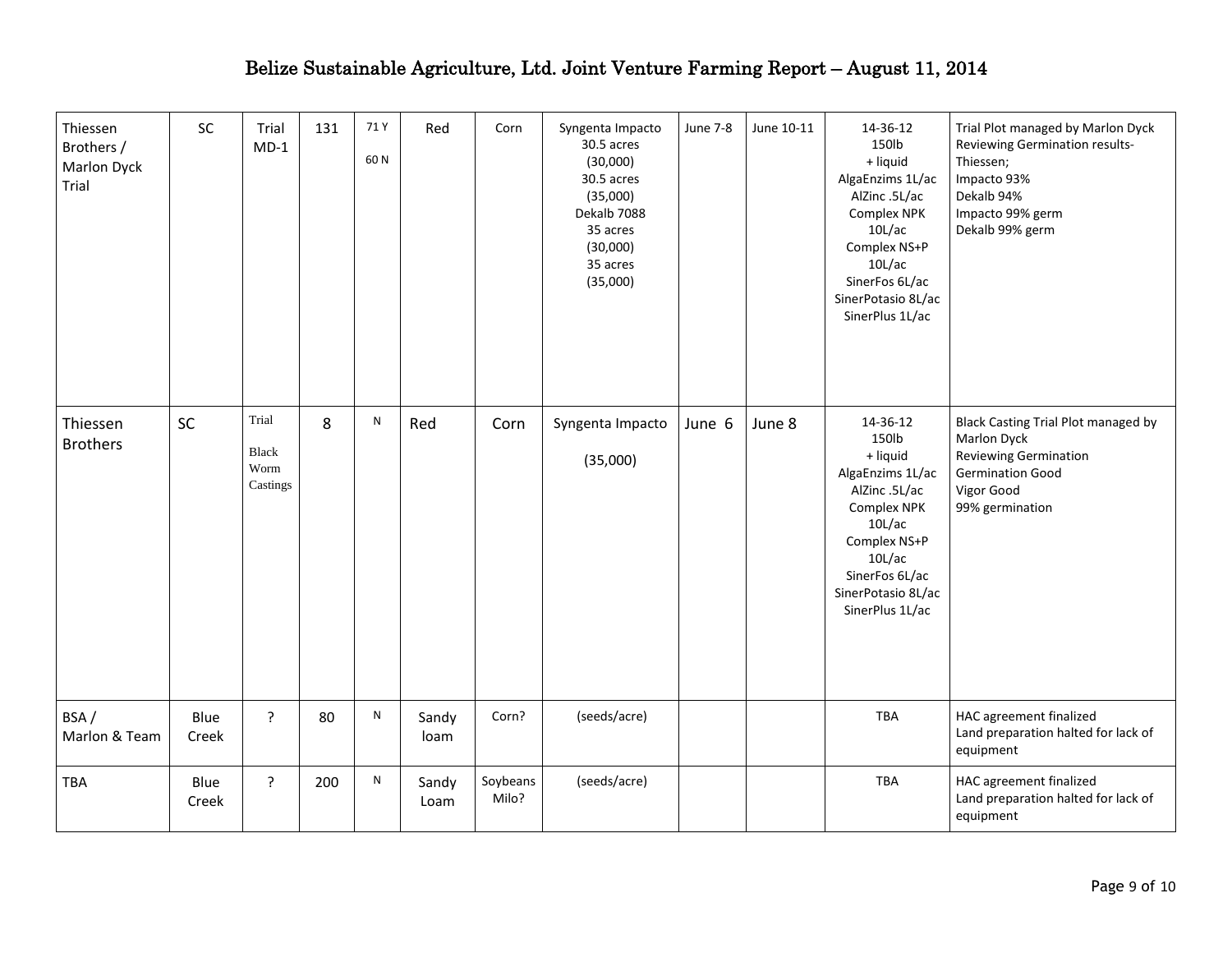# Belize Sustainable Agriculture, Ltd. Joint Venture Farming Report – August 11, 2014

| | | | | | | | | | | | |
|---|---|---|---|---|---|---|---|---|---|---|---|
| Thiessen Brothers / Marlon Dyck Trial | SC | Trial MD-1 | 131 | 71 Y<br><br>60 N | Red | Corn | Syngenta Impacto<br>30.5 acres<br>(30,000)<br>30.5 acres<br>(35,000)<br>Dekalb 7088<br>35 acres<br>(30,000)<br>35 acres<br>(35,000) | June 7-8 | June 10-11 | 14-36-12<br>150lb<br>+ liquid<br>AlgaEnzims 1L/ac<br>AlZinc .5L/ac<br>Complex NPK 10L/ac<br>Complex NS+P 10L/ac<br>SinerFos 6L/ac<br>SinerPotasio 8L/ac<br>SinerPlus 1L/ac | Trial Plot managed by Marlon Dyck<br>Reviewing Germination results-Thiessen;<br>Impacto 93%<br>Dekalb 94%<br>Impacto 99% germ<br>Dekalb 99% germ |
| Thiessen Brothers | SC | Trial<br><br>Black Worm Castings | 8 | N | Red | Corn | Syngenta Impacto<br><br>(35,000) | June 6 | June 8 | 14-36-12<br>150lb<br>+ liquid<br>AlgaEnzims 1L/ac<br>AlZinc .5L/ac<br>Complex NPK 10L/ac<br>Complex NS+P 10L/ac<br>SinerFos 6L/ac<br>SinerPotasio 8L/ac<br>SinerPlus 1L/ac | Black Casting Trial Plot managed by Marlon Dyck<br>Reviewing Germination<br>Germination Good<br>Vigor Good<br>99% germination |
| BSA / Marlon & Team | Blue Creek | ? | 80 | N | Sandy loam | Corn? | (seeds/acre) | | | TBA | HAC agreement finalized<br>Land preparation halted for lack of equipment |
| TBA | Blue Creek | ? | 200 | N | Sandy Loam | Soybeans<br>Milo? | (seeds/acre) | | | TBA | HAC agreement finalized<br>Land preparation halted for lack of equipment |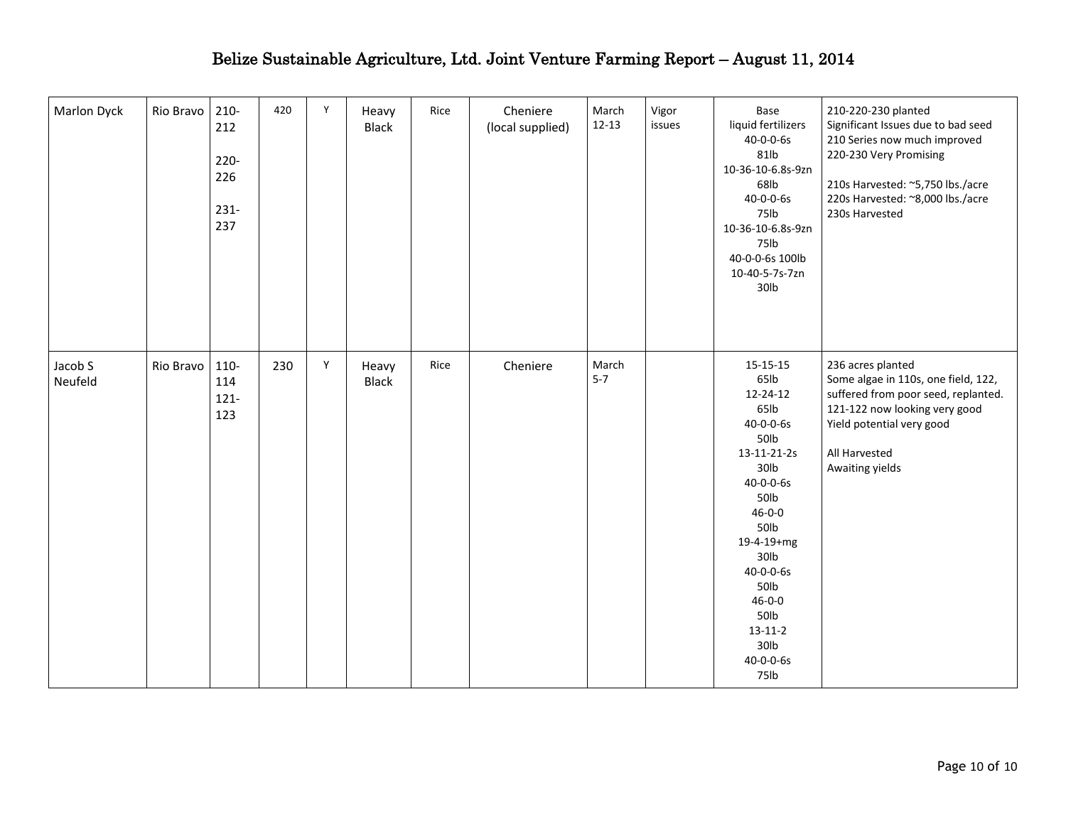# Belize Sustainable Agriculture, Ltd. Joint Venture Farming Report – August 11, 2014

| | | | | | | | | | | | |
|---|---|---|---|---|---|---|---|---|---|---|---|
| Marlon Dyck | Rio Bravo | 210-212<br><br>220-226<br><br>231-237 | 420 | Y | Heavy Black | Rice | Cheniere (local supplied) | March 12-13 | Vigor issues | Base liquid fertilizers<br>40-0-0-6s<br>81lb<br>10-36-10-6.8s-9zn<br>68lb<br>40-0-0-6s<br>75lb<br>10-36-10-6.8s-9zn<br>75lb<br>40-0-0-6s 100lb<br>10-40-5-7s-7zn<br>30lb | 210-220-230 planted<br>Significant Issues due to bad seed<br>210 Series now much improved<br>220-230 Very Promising<br><br>210s Harvested: ~5,750 lbs./acre<br>220s Harvested: ~8,000 lbs./acre<br>230s Harvested |
| Jacob S Neufeld | Rio Bravo | 110-114<br>121-123 | 230 | Y | Heavy Black | Rice | Cheniere | March 5-7 | | 15-15-15<br>65lb<br>12-24-12<br>65lb<br>40-0-0-6s<br>50lb<br>13-11-21-2s<br>30lb<br>40-0-0-6s<br>50lb<br>46-0-0<br>50lb<br>19-4-19+mg<br>30lb<br>40-0-0-6s<br>50lb<br>46-0-0<br>50lb<br>13-11-2<br>30lb<br>40-0-0-6s<br>75lb | 236 acres planted<br>Some algae in 110s, one field, 122, suffered from poor seed, replanted.<br>121-122 now looking very good<br>Yield potential very good<br><br>All Harvested<br>Awaiting yields |